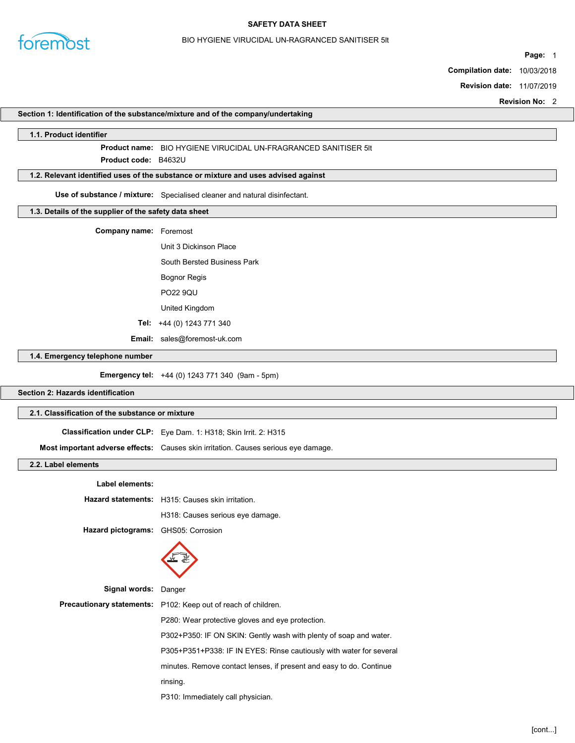# SAFETY DATA SHEET

BIO HYGIENE VIRUCIDAL UN-RAGRANCED SANITISER 5lt

**Page:** 1

**Compilation date:** 10/03/2018

**Revision date:** 11/07/2019

**Revision No:** 2

## Section 1: Identification of the substance/mixture and of the company/undertaking

### 1.1. Product identifier

**Product name:** BIO HYGIENE VIRUCIDAL UN-FRAGRANCED SANITISER 5lt

**Product code:** B4632U

### 1.2. Relevant identified uses of the substance or mixture and uses advised against

**Use of substance / mixture:** Specialised cleaner and natural disinfectant.

### 1.3. Details of the supplier of the safety data sheet

**Company name:** Foremost

Unit 3 Dickinson Place

South Bersted Business Park

Bognor Regis

PO22 9QU

United Kingdom

**Tel:** +44 (0) 1243 771 340

**Email:** sales@foremost-uk.com

### 1.4. Emergency telephone number

**Emergency tel:** +44 (0) 1243 771 340 (9am - 5pm)

## Section 2: Hazards identification

### 2.1. Classification of the substance or mixture

**Classification under CLP:** Eye Dam. 1: H318; Skin Irrit. 2: H315

**Most important adverse effects:** Causes skin irritation. Causes serious eye damage.

### 2.2. Label elements

**Label elements:**

**Hazard statements:** H315: Causes skin irritation.

H318: Causes serious eye damage.

**Hazard pictograms:** GHS05: Corrosion

**Signal words:** Danger

**Precautionary statements:** P102: Keep out of reach of children.

P280: Wear protective gloves and eye protection.

P302+P350: IF ON SKIN: Gently wash with plenty of soap and water.

P305+P351+P338: IF IN EYES: Rinse cautiously with water for several minutes. Remove contact lenses, if present and easy to do. Continue rinsing.

P310: Immediately call physician.

[cont...]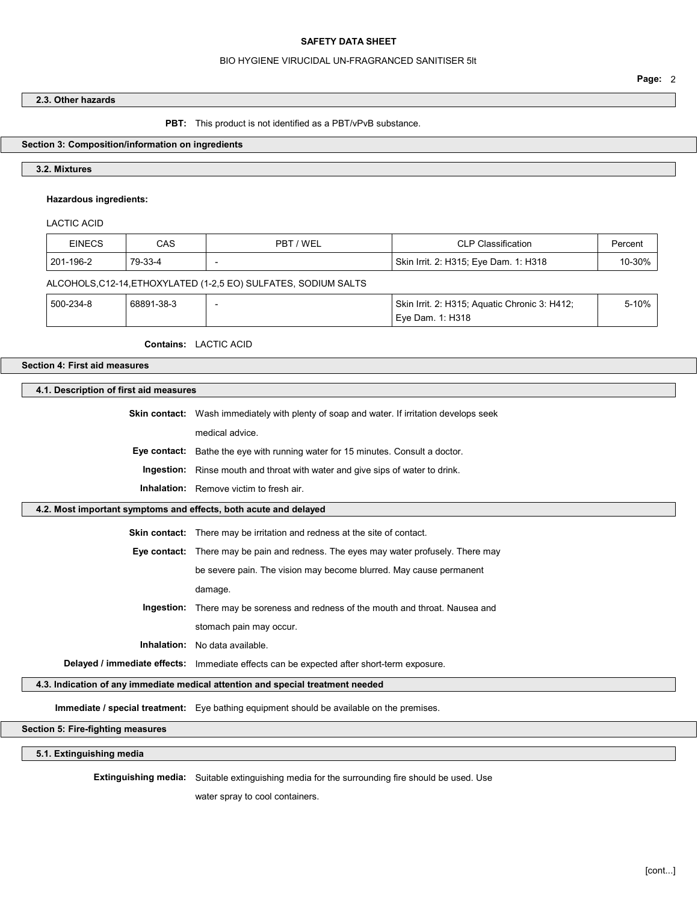### 2.3. Other hazards

**PBT:** This product is not identified as a PBT/vPvB substance.

## Section 3: Composition/information on ingredients

### 3.2. Mixtures

**Hazardous ingredients:**

LACTIC ACID

| EINECS | CAS | PBT / WEL | CLP Classification | Percent |
|---|---|---|---|---|
| 201-196-2 | 79-33-4 | - | Skin Irrit. 2: H315; Eye Dam. 1: H318 | 10-30% |

ALCOHOLS,C12-14,ETHOXYLATED (1-2,5 EO) SULFATES, SODIUM SALTS

| EINECS | CAS | PBT / WEL | CLP Classification | Percent |
|---|---|---|---|---|
| 500-234-8 | 68891-38-3 | - | Skin Irrit. 2: H315; Aquatic Chronic 3: H412; Eye Dam. 1: H318 | 5-10% |

**Contains:** LACTIC ACID

## Section 4: First aid measures

### 4.1. Description of first aid measures

**Skin contact:** Wash immediately with plenty of soap and water. If irritation develops seek medical advice.

**Eye contact:** Bathe the eye with running water for 15 minutes. Consult a doctor.

**Ingestion:** Rinse mouth and throat with water and give sips of water to drink.

**Inhalation:** Remove victim to fresh air.

### 4.2. Most important symptoms and effects, both acute and delayed

**Skin contact:** There may be irritation and redness at the site of contact.

**Eye contact:** There may be pain and redness. The eyes may water profusely. There may be severe pain. The vision may become blurred. May cause permanent damage.

**Ingestion:** There may be soreness and redness of the mouth and throat. Nausea and stomach pain may occur.

**Inhalation:** No data available.

**Delayed / immediate effects:** Immediate effects can be expected after short-term exposure.

### 4.3. Indication of any immediate medical attention and special treatment needed

**Immediate / special treatment:** Eye bathing equipment should be available on the premises.

## Section 5: Fire-fighting measures

### 5.1. Extinguishing media

**Extinguishing media:** Suitable extinguishing media for the surrounding fire should be used. Use water spray to cool containers.

[cont...]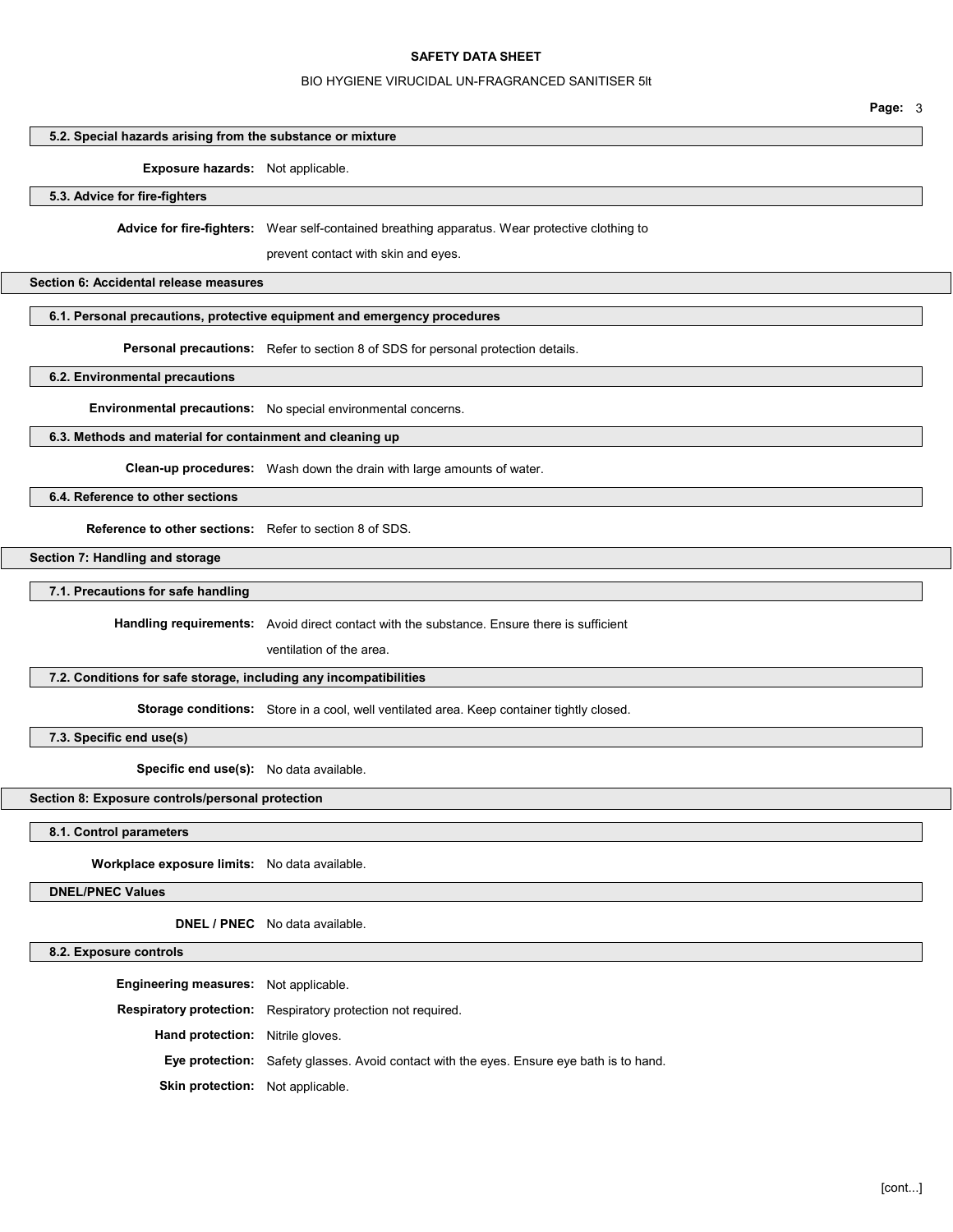### 5.2. Special hazards arising from the substance or mixture

**Exposure hazards:** Not applicable.

### 5.3. Advice for fire-fighters

**Advice for fire-fighters:** Wear self-contained breathing apparatus. Wear protective clothing to prevent contact with skin and eyes.

## Section 6: Accidental release measures

### 6.1. Personal precautions, protective equipment and emergency procedures

**Personal precautions:** Refer to section 8 of SDS for personal protection details.

### 6.2. Environmental precautions

**Environmental precautions:** No special environmental concerns.

### 6.3. Methods and material for containment and cleaning up

**Clean-up procedures:** Wash down the drain with large amounts of water.

### 6.4. Reference to other sections

**Reference to other sections:** Refer to section 8 of SDS.

## Section 7: Handling and storage

### 7.1. Precautions for safe handling

**Handling requirements:** Avoid direct contact with the substance. Ensure there is sufficient ventilation of the area.

### 7.2. Conditions for safe storage, including any incompatibilities

**Storage conditions:** Store in a cool, well ventilated area. Keep container tightly closed.

### 7.3. Specific end use(s)

**Specific end use(s):** No data available.

## Section 8: Exposure controls/personal protection

### 8.1. Control parameters

**Workplace exposure limits:** No data available.

### DNEL/PNEC Values

**DNEL / PNEC** No data available.

### 8.2. Exposure controls

**Engineering measures:** Not applicable.

**Respiratory protection:** Respiratory protection not required.

**Hand protection:** Nitrile gloves.

**Eye protection:** Safety glasses. Avoid contact with the eyes. Ensure eye bath is to hand.

**Skin protection:** Not applicable.

[cont...]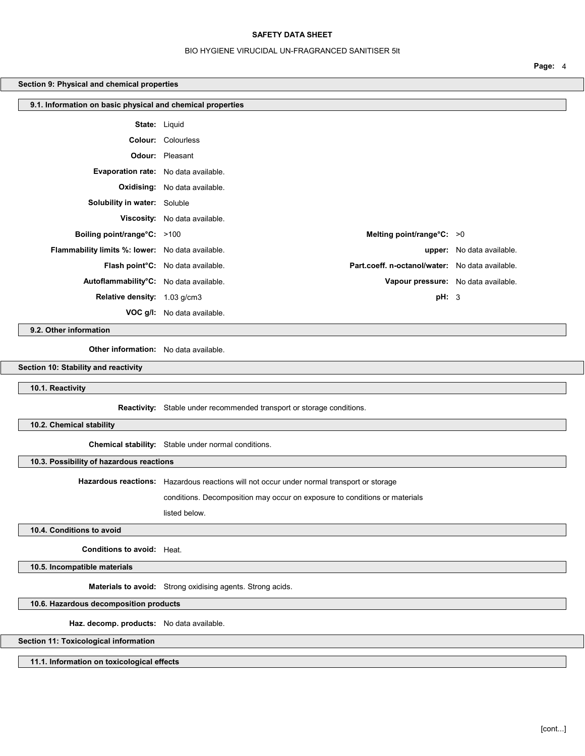## Section 9: Physical and chemical properties

### 9.1. Information on basic physical and chemical properties

**State:** Liquid

**Colour:** Colourless

**Odour:** Pleasant

**Evaporation rate:** No data available.

**Oxidising:** No data available.

**Solubility in water:** Soluble

**Viscosity:** No data available.

| | | | |
|---|---|---|---|
| **Boiling point/range°C:** | >100 | **Melting point/range°C:** | >0 |
| **Flammability limits %: lower:** | No data available. | **upper:** | No data available. |
| **Flash point°C:** | No data available. | **Part.coeff. n-octanol/water:** | No data available. |
| **Autoflammability°C:** | No data available. | **Vapour pressure:** | No data available. |
| **Relative density:** | 1.03 g/cm3 | **pH:** | 3 |
| **VOC g/l:** | No data available. | | |

### 9.2. Other information

**Other information:** No data available.

## Section 10: Stability and reactivity

### 10.1. Reactivity

**Reactivity:** Stable under recommended transport or storage conditions.

### 10.2. Chemical stability

**Chemical stability:** Stable under normal conditions.

### 10.3. Possibility of hazardous reactions

**Hazardous reactions:** Hazardous reactions will not occur under normal transport or storage conditions. Decomposition may occur on exposure to conditions or materials listed below.

### 10.4. Conditions to avoid

**Conditions to avoid:** Heat.

### 10.5. Incompatible materials

**Materials to avoid:** Strong oxidising agents. Strong acids.

### 10.6. Hazardous decomposition products

**Haz. decomp. products:** No data available.

## Section 11: Toxicological information

### 11.1. Information on toxicological effects

[cont...]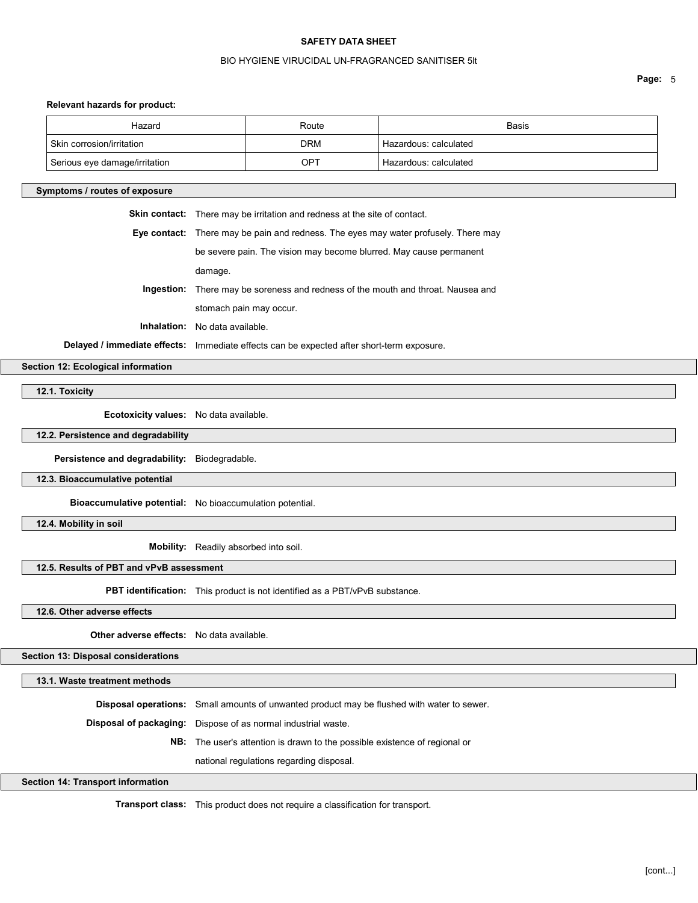**Relevant hazards for product:**

| Hazard | Route | Basis |
|---|---|---|
| Skin corrosion/irritation | DRM | Hazardous: calculated |
| Serious eye damage/irritation | OPT | Hazardous: calculated |

### Symptoms / routes of exposure

**Skin contact:** There may be irritation and redness at the site of contact.

**Eye contact:** There may be pain and redness. The eyes may water profusely. There may be severe pain. The vision may become blurred. May cause permanent damage.

**Ingestion:** There may be soreness and redness of the mouth and throat. Nausea and stomach pain may occur.

**Inhalation:** No data available.

**Delayed / immediate effects:** Immediate effects can be expected after short-term exposure.

## Section 12: Ecological information

### 12.1. Toxicity

**Ecotoxicity values:** No data available.

### 12.2. Persistence and degradability

**Persistence and degradability:** Biodegradable.

### 12.3. Bioaccumulative potential

**Bioaccumulative potential:** No bioaccumulation potential.

### 12.4. Mobility in soil

**Mobility:** Readily absorbed into soil.

### 12.5. Results of PBT and vPvB assessment

**PBT identification:** This product is not identified as a PBT/vPvB substance.

### 12.6. Other adverse effects

**Other adverse effects:** No data available.

## Section 13: Disposal considerations

### 13.1. Waste treatment methods

**Disposal operations:** Small amounts of unwanted product may be flushed with water to sewer.

**Disposal of packaging:** Dispose of as normal industrial waste.

**NB:** The user's attention is drawn to the possible existence of regional or national regulations regarding disposal.

## Section 14: Transport information

**Transport class:** This product does not require a classification for transport.

[cont...]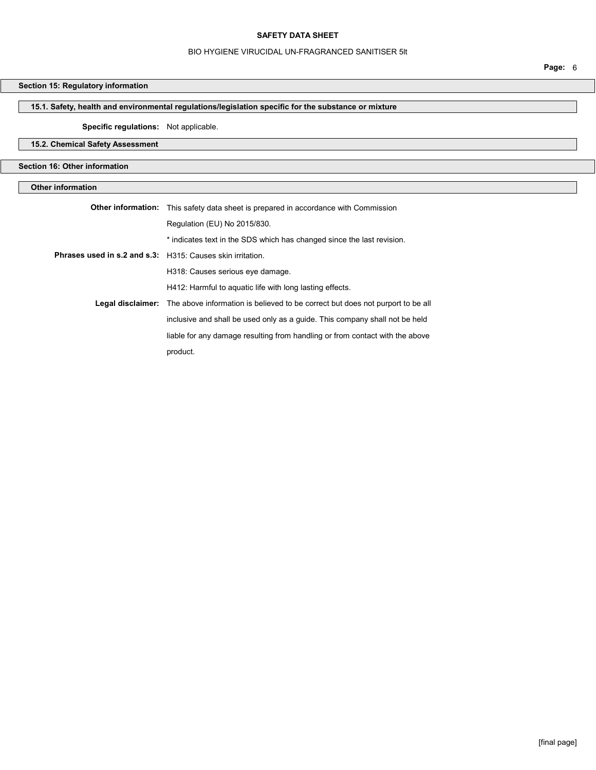## Section 15: Regulatory information

### 15.1. Safety, health and environmental regulations/legislation specific for the substance or mixture

**Specific regulations:** Not applicable.

### 15.2. Chemical Safety Assessment

## Section 16: Other information

### Other information

**Other information:** This safety data sheet is prepared in accordance with Commission Regulation (EU) No 2015/830.

* indicates text in the SDS which has changed since the last revision.

**Phrases used in s.2 and s.3:** H315: Causes skin irritation.

H318: Causes serious eye damage.

H412: Harmful to aquatic life with long lasting effects.

**Legal disclaimer:** The above information is believed to be correct but does not purport to be all inclusive and shall be used only as a guide. This company shall not be held liable for any damage resulting from handling or from contact with the above product.

[final page]